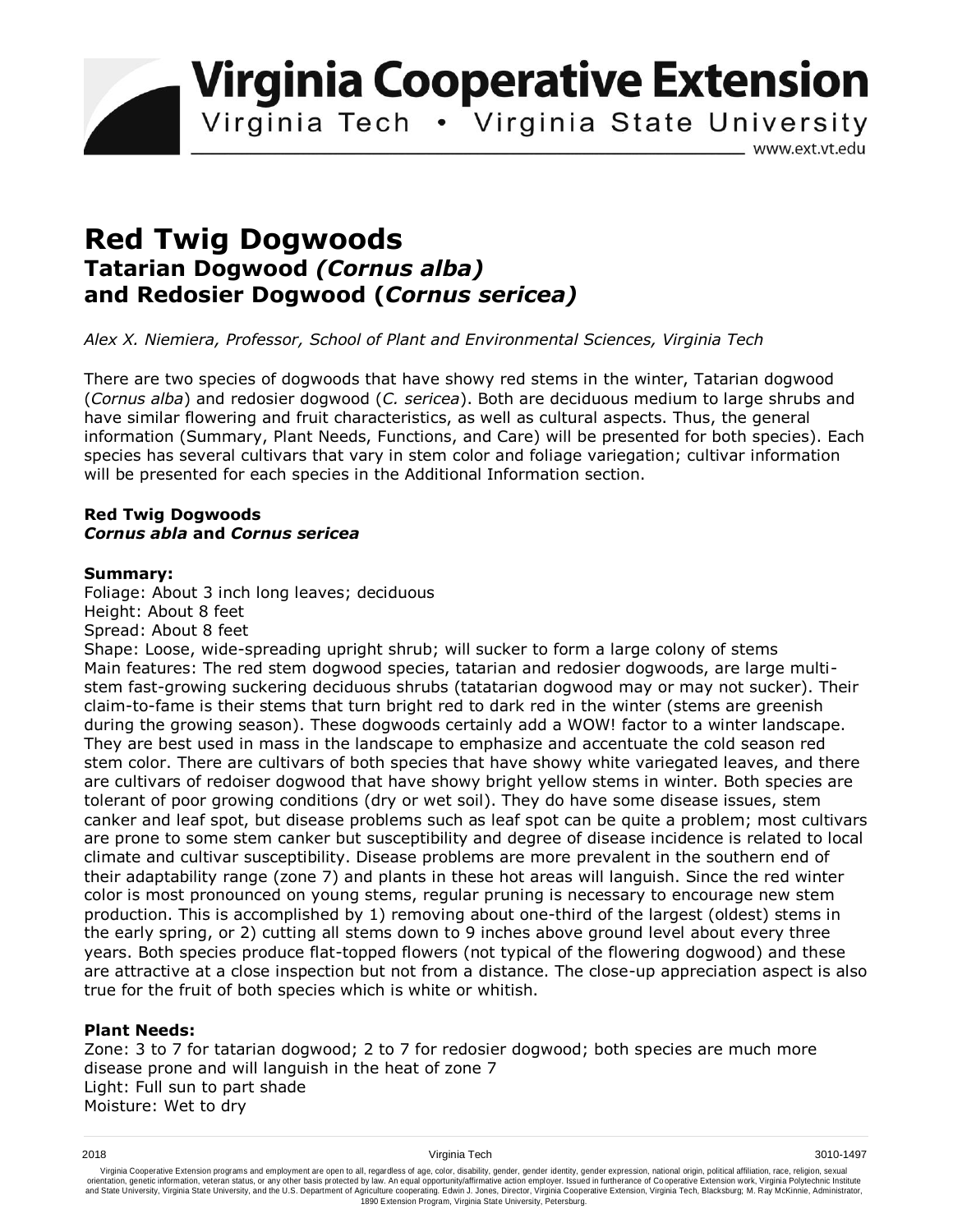# Virginia Cooperative Extension

Virginia Tech • Virginia State University

www.ext.vt.edu

# Red Twig Dogwoods
## Tatarian Dogwood *(Cornus alba)* and Redosier Dogwood (*Cornus sericea)*

*Alex X. Niemiera, Professor, School of Plant and Environmental Sciences, Virginia Tech*

There are two species of dogwoods that have showy red stems in the winter, Tatarian dogwood (*Cornus alba*) and redosier dogwood (*C. sericea*). Both are deciduous medium to large shrubs and have similar flowering and fruit characteristics, as well as cultural aspects. Thus, the general information (Summary, Plant Needs, Functions, and Care) will be presented for both species). Each species has several cultivars that vary in stem color and foliage variegation; cultivar information will be presented for each species in the Additional Information section.

### Red Twig Dogwoods
### *Cornus abla* and *Cornus sericea*

**Summary:**

Foliage: About 3 inch long leaves; deciduous

Height: About 8 feet

Spread: About 8 feet

Shape: Loose, wide-spreading upright shrub; will sucker to form a large colony of stems

Main features: The red stem dogwood species, tatarian and redosier dogwoods, are large multi-stem fast-growing suckering deciduous shrubs (tatatarian dogwood may or may not sucker). Their claim-to-fame is their stems that turn bright red to dark red in the winter (stems are greenish during the growing season). These dogwoods certainly add a WOW! factor to a winter landscape. They are best used in mass in the landscape to emphasize and accentuate the cold season red stem color. There are cultivars of both species that have showy white variegated leaves, and there are cultivars of redoiser dogwood that have showy bright yellow stems in winter. Both species are tolerant of poor growing conditions (dry or wet soil). They do have some disease issues, stem canker and leaf spot, but disease problems such as leaf spot can be quite a problem; most cultivars are prone to some stem canker but susceptibility and degree of disease incidence is related to local climate and cultivar susceptibility. Disease problems are more prevalent in the southern end of their adaptability range (zone 7) and plants in these hot areas will languish. Since the red winter color is most pronounced on young stems, regular pruning is necessary to encourage new stem production. This is accomplished by 1) removing about one-third of the largest (oldest) stems in the early spring, or 2) cutting all stems down to 9 inches above ground level about every three years. Both species produce flat-topped flowers (not typical of the flowering dogwood) and these are attractive at a close inspection but not from a distance. The close-up appreciation aspect is also true for the fruit of both species which is white or whitish.

**Plant Needs:**

Zone: 3 to 7 for tatarian dogwood; 2 to 7 for redosier dogwood; both species are much more disease prone and will languish in the heat of zone 7

Light: Full sun to part shade

Moisture: Wet to dry

2018 Virginia Tech 3010-1497

Virginia Cooperative Extension programs and employment are open to all, regardless of age, color, disability, gender, gender identity, gender expression, national origin, political affiliation, race, religion, sexual orientation, genetic information, veteran status, or any other basis protected by law. An equal opportunity/affirmative action employer. Issued in furtherance of Cooperative Extension work, Virginia Polytechnic Institute and State University, Virginia State University, and the U.S. Department of Agriculture cooperating. Edwin J. Jones, Director, Virginia Cooperative Extension, Virginia Tech, Blacksburg; M. Ray McKinnie, Administrator, 1890 Extension Program, Virginia State University, Petersburg.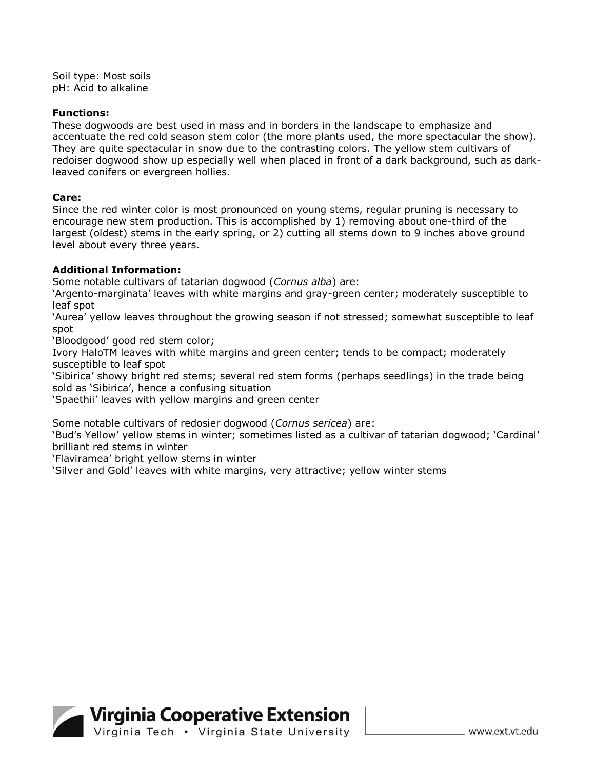Soil type: Most soils
pH: Acid to alkaline

**Functions:**
These dogwoods are best used in mass and in borders in the landscape to emphasize and accentuate the red cold season stem color (the more plants used, the more spectacular the show). They are quite spectacular in snow due to the contrasting colors. The yellow stem cultivars of redoiser dogwood show up especially well when placed in front of a dark background, such as dark-leaved conifers or evergreen hollies.

**Care:**
Since the red winter color is most pronounced on young stems, regular pruning is necessary to encourage new stem production. This is accomplished by 1) removing about one-third of the largest (oldest) stems in the early spring, or 2) cutting all stems down to 9 inches above ground level about every three years.

**Additional Information:**
Some notable cultivars of tatarian dogwood (*Cornus alba*) are:
'Argento-marginata' leaves with white margins and gray-green center; moderately susceptible to leaf spot
'Aurea' yellow leaves throughout the growing season if not stressed; somewhat susceptible to leaf spot
'Bloodgood' good red stem color;
Ivory HaloTM leaves with white margins and green center; tends to be compact; moderately susceptible to leaf spot
'Sibirica' showy bright red stems; several red stem forms (perhaps seedlings) in the trade being sold as 'Sibirica', hence a confusing situation
'Spaethii' leaves with yellow margins and green center

Some notable cultivars of redosier dogwood (*Cornus sericea*) are:
'Bud's Yellow' yellow stems in winter; sometimes listed as a cultivar of tatarian dogwood; 'Cardinal' brilliant red stems in winter
'Flaviramea' bright yellow stems in winter
'Silver and Gold' leaves with white margins, very attractive; yellow winter stems